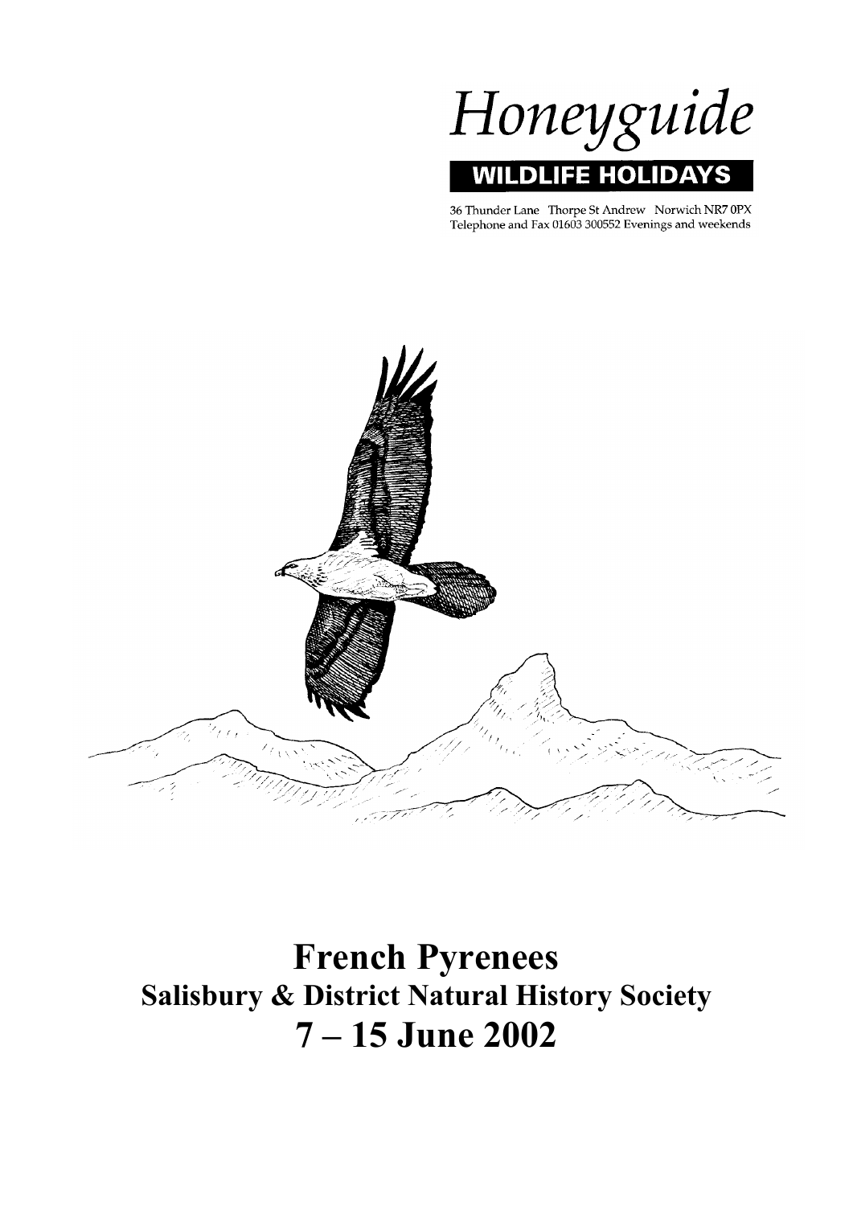# Honeyguide

**WILDLIFE HOLIDAYS**

36 Thunder Lane Thorpe St Andrew Norwich NR7 0PX
Telephone and Fax 01603 300552 Evenings and weekends

# French Pyrenees

## Salisbury & District Natural History Society

## 7 – 15 June 2002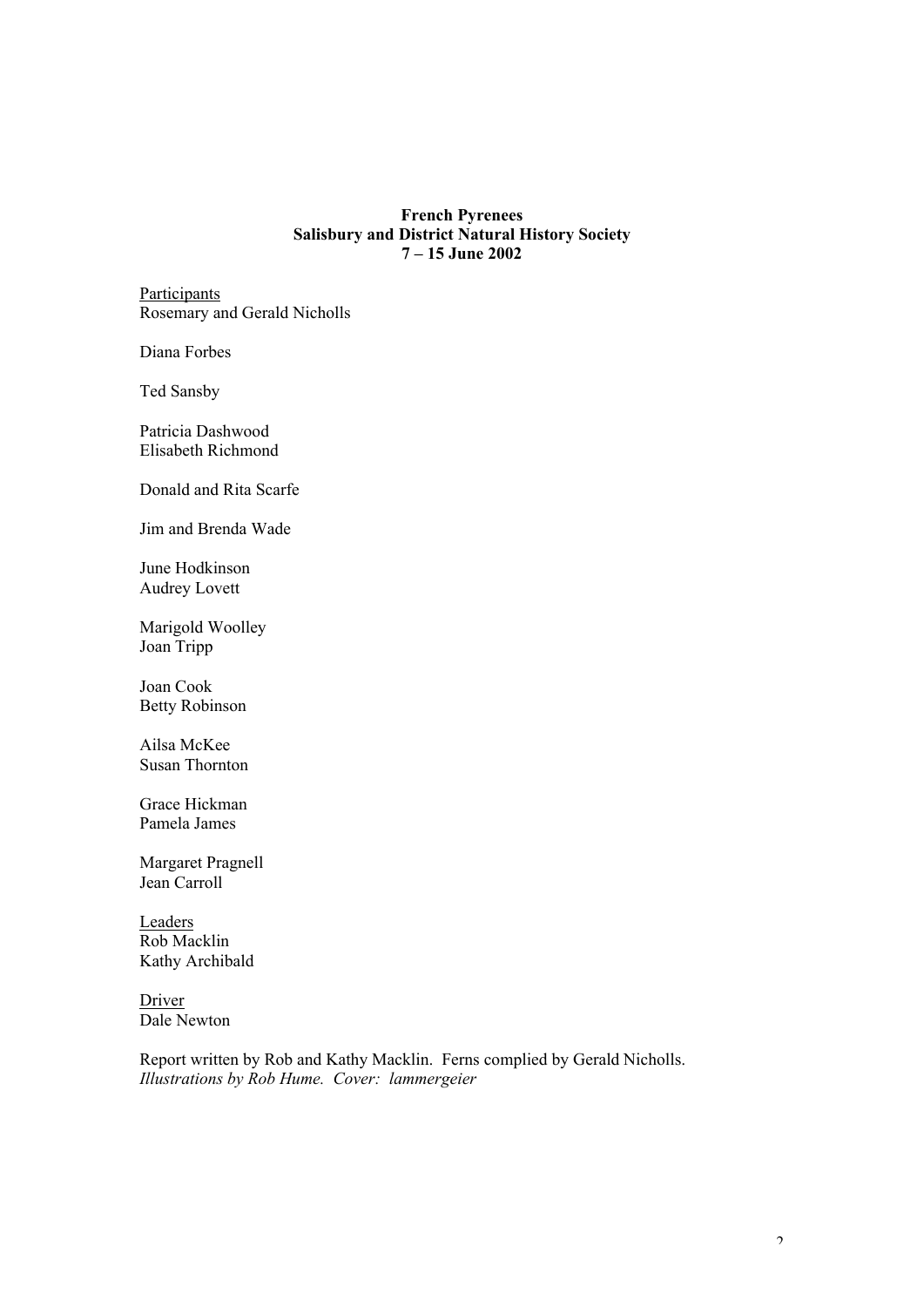**French Pyrenees**
**Salisbury and District Natural History Society**
**7 – 15 June 2002**

Participants
Rosemary and Gerald Nicholls

Diana Forbes

Ted Sansby

Patricia Dashwood
Elisabeth Richmond

Donald and Rita Scarfe

Jim and Brenda Wade

June Hodkinson
Audrey Lovett

Marigold Woolley
Joan Tripp

Joan Cook
Betty Robinson

Ailsa McKee
Susan Thornton

Grace Hickman
Pamela James

Margaret Pragnell
Jean Carroll

Leaders
Rob Macklin
Kathy Archibald

Driver
Dale Newton

Report written by Rob and Kathy Macklin. Ferns complied by Gerald Nicholls.
*Illustrations by Rob Hume. Cover: lammergeier*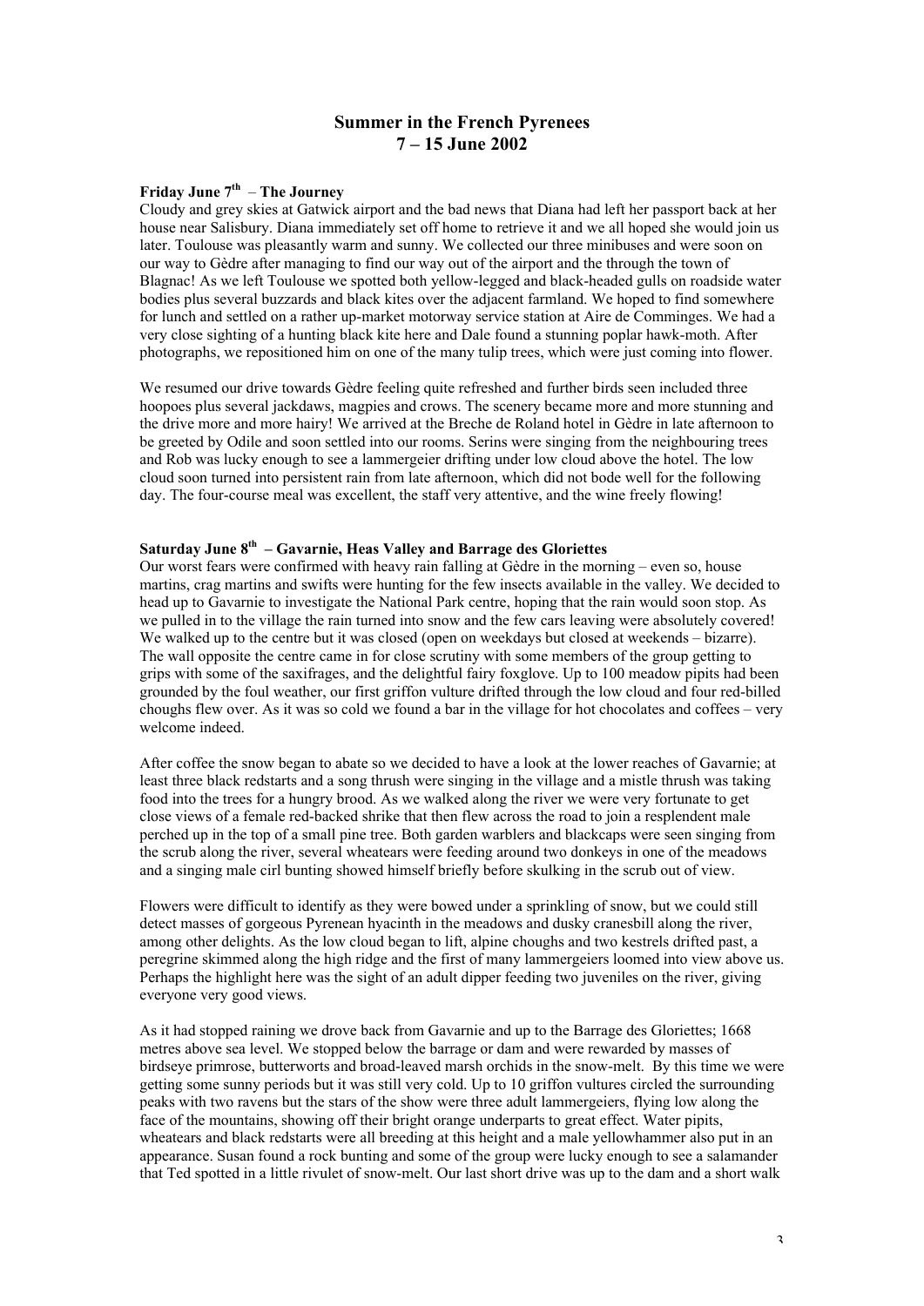# Summer in the French Pyrenees
# 7 – 15 June 2002

**Friday June 7th – The Journey**

Cloudy and grey skies at Gatwick airport and the bad news that Diana had left her passport back at her house near Salisbury. Diana immediately set off home to retrieve it and we all hoped she would join us later. Toulouse was pleasantly warm and sunny. We collected our three minibuses and were soon on our way to Gèdre after managing to find our way out of the airport and the through the town of Blagnac! As we left Toulouse we spotted both yellow-legged and black-headed gulls on roadside water bodies plus several buzzards and black kites over the adjacent farmland. We hoped to find somewhere for lunch and settled on a rather up-market motorway service station at Aire de Comminges. We had a very close sighting of a hunting black kite here and Dale found a stunning poplar hawk-moth. After photographs, we repositioned him on one of the many tulip trees, which were just coming into flower.

We resumed our drive towards Gèdre feeling quite refreshed and further birds seen included three hoopoes plus several jackdaws, magpies and crows. The scenery became more and more stunning and the drive more and more hairy! We arrived at the Breche de Roland hotel in Gèdre in late afternoon to be greeted by Odile and soon settled into our rooms. Serins were singing from the neighbouring trees and Rob was lucky enough to see a lammergeier drifting under low cloud above the hotel. The low cloud soon turned into persistent rain from late afternoon, which did not bode well for the following day. The four-course meal was excellent, the staff very attentive, and the wine freely flowing!

**Saturday June 8th – Gavarnie, Heas Valley and Barrage des Gloriettes**

Our worst fears were confirmed with heavy rain falling at Gèdre in the morning – even so, house martins, crag martins and swifts were hunting for the few insects available in the valley. We decided to head up to Gavarnie to investigate the National Park centre, hoping that the rain would soon stop. As we pulled in to the village the rain turned into snow and the few cars leaving were absolutely covered! We walked up to the centre but it was closed (open on weekdays but closed at weekends – bizarre). The wall opposite the centre came in for close scrutiny with some members of the group getting to grips with some of the saxifrages, and the delightful fairy foxglove. Up to 100 meadow pipits had been grounded by the foul weather, our first griffon vulture drifted through the low cloud and four red-billed choughs flew over. As it was so cold we found a bar in the village for hot chocolates and coffees – very welcome indeed.

After coffee the snow began to abate so we decided to have a look at the lower reaches of Gavarnie; at least three black redstarts and a song thrush were singing in the village and a mistle thrush was taking food into the trees for a hungry brood. As we walked along the river we were very fortunate to get close views of a female red-backed shrike that then flew across the road to join a resplendent male perched up in the top of a small pine tree. Both garden warblers and blackcaps were seen singing from the scrub along the river, several wheatears were feeding around two donkeys in one of the meadows and a singing male cirl bunting showed himself briefly before skulking in the scrub out of view.

Flowers were difficult to identify as they were bowed under a sprinkling of snow, but we could still detect masses of gorgeous Pyrenean hyacinth in the meadows and dusky cranesbill along the river, among other delights. As the low cloud began to lift, alpine choughs and two kestrels drifted past, a peregrine skimmed along the high ridge and the first of many lammergeiers loomed into view above us. Perhaps the highlight here was the sight of an adult dipper feeding two juveniles on the river, giving everyone very good views.

As it had stopped raining we drove back from Gavarnie and up to the Barrage des Gloriettes; 1668 metres above sea level. We stopped below the barrage or dam and were rewarded by masses of birdseye primrose, butterworts and broad-leaved marsh orchids in the snow-melt. By this time we were getting some sunny periods but it was still very cold. Up to 10 griffon vultures circled the surrounding peaks with two ravens but the stars of the show were three adult lammergeiers, flying low along the face of the mountains, showing off their bright orange underparts to great effect. Water pipits, wheatears and black redstarts were all breeding at this height and a male yellowhammer also put in an appearance. Susan found a rock bunting and some of the group were lucky enough to see a salamander that Ted spotted in a little rivulet of snow-melt. Our last short drive was up to the dam and a short walk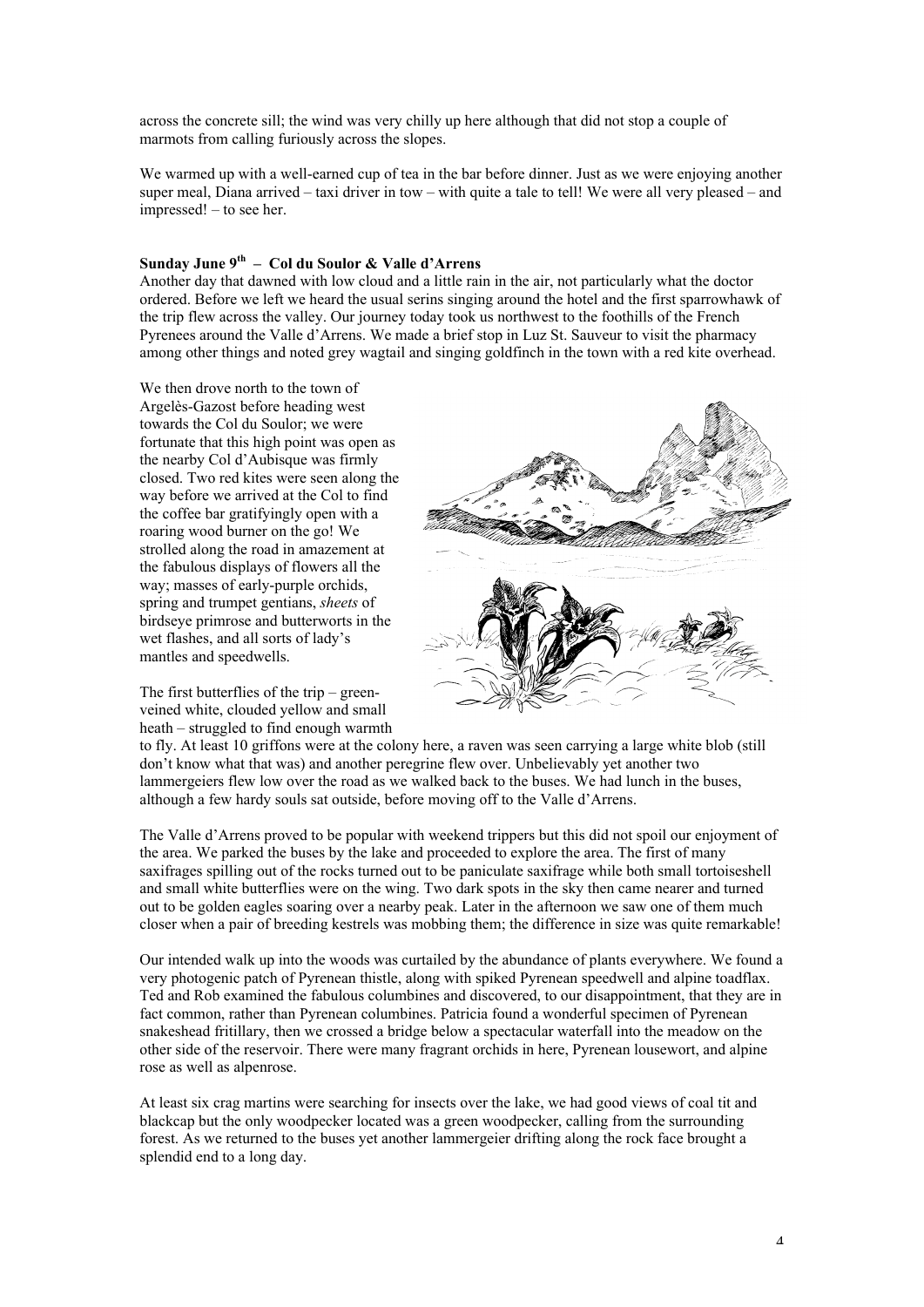across the concrete sill; the wind was very chilly up here although that did not stop a couple of marmots from calling furiously across the slopes.

We warmed up with a well-earned cup of tea in the bar before dinner. Just as we were enjoying another super meal, Diana arrived – taxi driver in tow – with quite a tale to tell! We were all very pleased – and impressed! – to see her.

**Sunday June 9th – Col du Soulor & Valle d'Arrens**

Another day that dawned with low cloud and a little rain in the air, not particularly what the doctor ordered. Before we left we heard the usual serins singing around the hotel and the first sparrowhawk of the trip flew across the valley. Our journey today took us northwest to the foothills of the French Pyrenees around the Valle d'Arrens. We made a brief stop in Luz St. Sauveur to visit the pharmacy among other things and noted grey wagtail and singing goldfinch in the town with a red kite overhead.

We then drove north to the town of Argelès-Gazost before heading west towards the Col du Soulor; we were fortunate that this high point was open as the nearby Col d'Aubisque was firmly closed. Two red kites were seen along the way before we arrived at the Col to find the coffee bar gratifyingly open with a roaring wood burner on the go! We strolled along the road in amazement at the fabulous displays of flowers all the way; masses of early-purple orchids, spring and trumpet gentians, *sheets* of birdseye primrose and butterworts in the wet flashes, and all sorts of lady's mantles and speedwells.

The first butterflies of the trip – green-veined white, clouded yellow and small heath – struggled to find enough warmth to fly. At least 10 griffons were at the colony here, a raven was seen carrying a large white blob (still don't know what that was) and another peregrine flew over. Unbelievably yet another two lammergeiers flew low over the road as we walked back to the buses. We had lunch in the buses, although a few hardy souls sat outside, before moving off to the Valle d'Arrens.

The Valle d'Arrens proved to be popular with weekend trippers but this did not spoil our enjoyment of the area. We parked the buses by the lake and proceeded to explore the area. The first of many saxifrages spilling out of the rocks turned out to be paniculate saxifrage while both small tortoiseshell and small white butterflies were on the wing. Two dark spots in the sky then came nearer and turned out to be golden eagles soaring over a nearby peak. Later in the afternoon we saw one of them much closer when a pair of breeding kestrels was mobbing them; the difference in size was quite remarkable!

Our intended walk up into the woods was curtailed by the abundance of plants everywhere. We found a very photogenic patch of Pyrenean thistle, along with spiked Pyrenean speedwell and alpine toadflax. Ted and Rob examined the fabulous columbines and discovered, to our disappointment, that they are in fact common, rather than Pyrenean columbines. Patricia found a wonderful specimen of Pyrenean snakeshead fritillary, then we crossed a bridge below a spectacular waterfall into the meadow on the other side of the reservoir. There were many fragrant orchids in here, Pyrenean lousewort, and alpine rose as well as alpenrose.

At least six crag martins were searching for insects over the lake, we had good views of coal tit and blackcap but the only woodpecker located was a green woodpecker, calling from the surrounding forest. As we returned to the buses yet another lammergeier drifting along the rock face brought a splendid end to a long day.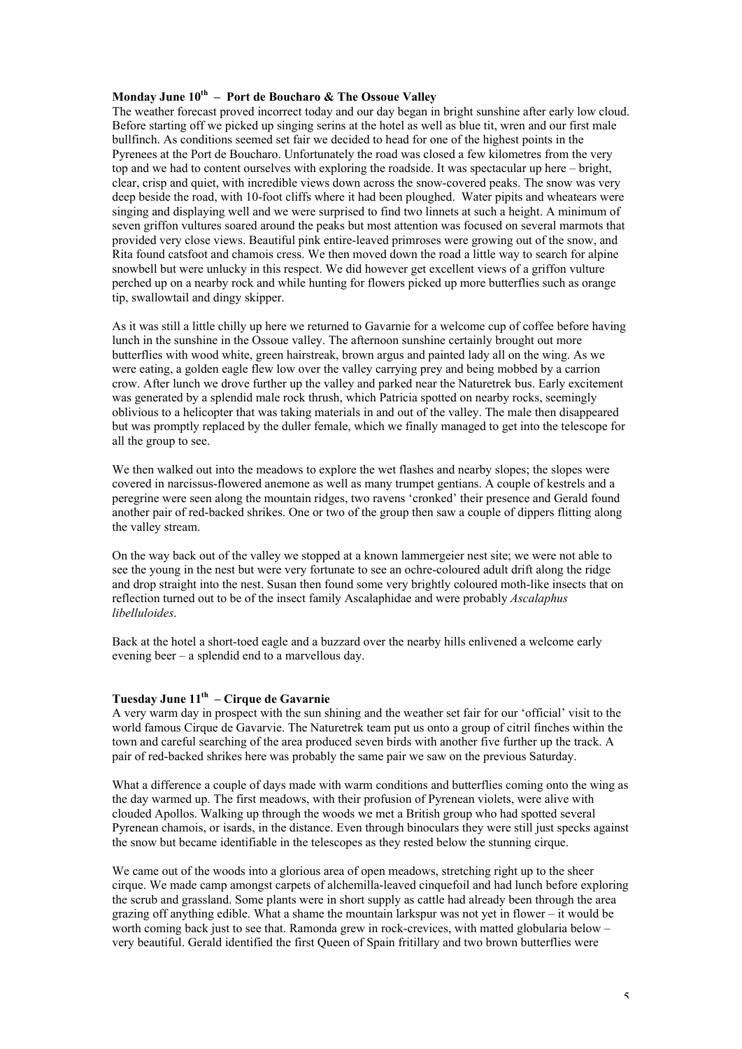**Monday June 10th – Port de Boucharo & The Ossoue Valley**

The weather forecast proved incorrect today and our day began in bright sunshine after early low cloud. Before starting off we picked up singing serins at the hotel as well as blue tit, wren and our first male bullfinch. As conditions seemed set fair we decided to head for one of the highest points in the Pyrenees at the Port de Boucharo. Unfortunately the road was closed a few kilometres from the very top and we had to content ourselves with exploring the roadside. It was spectacular up here – bright, clear, crisp and quiet, with incredible views down across the snow-covered peaks. The snow was very deep beside the road, with 10-foot cliffs where it had been ploughed. Water pipits and wheatears were singing and displaying well and we were surprised to find two linnets at such a height. A minimum of seven griffon vultures soared around the peaks but most attention was focused on several marmots that provided very close views. Beautiful pink entire-leaved primroses were growing out of the snow, and Rita found catsfoot and chamois cress. We then moved down the road a little way to search for alpine snowbell but were unlucky in this respect. We did however get excellent views of a griffon vulture perched up on a nearby rock and while hunting for flowers picked up more butterflies such as orange tip, swallowtail and dingy skipper.

As it was still a little chilly up here we returned to Gavarnie for a welcome cup of coffee before having lunch in the sunshine in the Ossoue valley. The afternoon sunshine certainly brought out more butterflies with wood white, green hairstreak, brown argus and painted lady all on the wing. As we were eating, a golden eagle flew low over the valley carrying prey and being mobbed by a carrion crow. After lunch we drove further up the valley and parked near the Naturetrek bus. Early excitement was generated by a splendid male rock thrush, which Patricia spotted on nearby rocks, seemingly oblivious to a helicopter that was taking materials in and out of the valley. The male then disappeared but was promptly replaced by the duller female, which we finally managed to get into the telescope for all the group to see.

We then walked out into the meadows to explore the wet flashes and nearby slopes; the slopes were covered in narcissus-flowered anemone as well as many trumpet gentians. A couple of kestrels and a peregrine were seen along the mountain ridges, two ravens 'cronked' their presence and Gerald found another pair of red-backed shrikes. One or two of the group then saw a couple of dippers flitting along the valley stream.

On the way back out of the valley we stopped at a known lammergeier nest site; we were not able to see the young in the nest but were very fortunate to see an ochre-coloured adult drift along the ridge and drop straight into the nest. Susan then found some very brightly coloured moth-like insects that on reflection turned out to be of the insect family Ascalaphidae and were probably *Ascalaphus libelluloides*.

Back at the hotel a short-toed eagle and a buzzard over the nearby hills enlivened a welcome early evening beer – a splendid end to a marvellous day.

**Tuesday June 11th – Cirque de Gavarnie**

A very warm day in prospect with the sun shining and the weather set fair for our 'official' visit to the world famous Cirque de Gavarvie. The Naturetrek team put us onto a group of citril finches within the town and careful searching of the area produced seven birds with another five further up the track. A pair of red-backed shrikes here was probably the same pair we saw on the previous Saturday.

What a difference a couple of days made with warm conditions and butterflies coming onto the wing as the day warmed up. The first meadows, with their profusion of Pyrenean violets, were alive with clouded Apollos. Walking up through the woods we met a British group who had spotted several Pyrenean chamois, or isards, in the distance. Even through binoculars they were still just specks against the snow but became identifiable in the telescopes as they rested below the stunning cirque.

We came out of the woods into a glorious area of open meadows, stretching right up to the sheer cirque. We made camp amongst carpets of alchemilla-leaved cinquefoil and had lunch before exploring the scrub and grassland. Some plants were in short supply as cattle had already been through the area grazing off anything edible. What a shame the mountain larkspur was not yet in flower – it would be worth coming back just to see that. Ramonda grew in rock-crevices, with matted globularia below – very beautiful. Gerald identified the first Queen of Spain fritillary and two brown butterflies were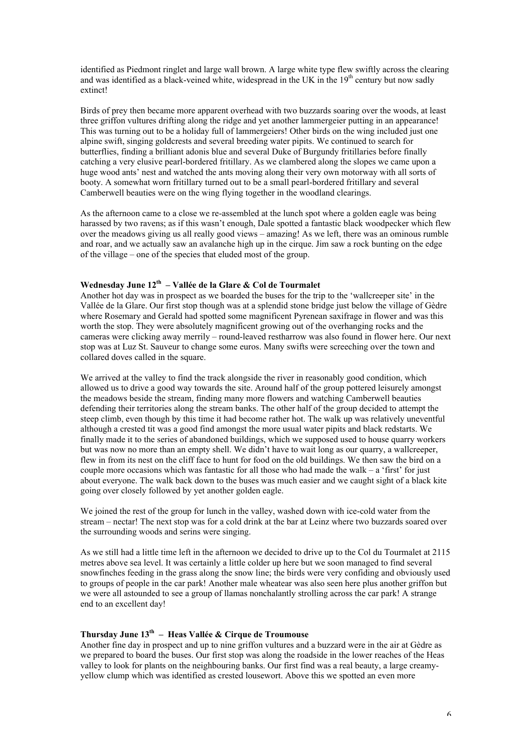identified as Piedmont ringlet and large wall brown. A large white type flew swiftly across the clearing and was identified as a black-veined white, widespread in the UK in the 19th century but now sadly extinct!

Birds of prey then became more apparent overhead with two buzzards soaring over the woods, at least three griffon vultures drifting along the ridge and yet another lammergeier putting in an appearance! This was turning out to be a holiday full of lammergeiers! Other birds on the wing included just one alpine swift, singing goldcrests and several breeding water pipits. We continued to search for butterflies, finding a brilliant adonis blue and several Duke of Burgundy fritillaries before finally catching a very elusive pearl-bordered fritillary. As we clambered along the slopes we came upon a huge wood ants' nest and watched the ants moving along their very own motorway with all sorts of booty. A somewhat worn fritillary turned out to be a small pearl-bordered fritillary and several Camberwell beauties were on the wing flying together in the woodland clearings.

As the afternoon came to a close we re-assembled at the lunch spot where a golden eagle was being harassed by two ravens; as if this wasn't enough, Dale spotted a fantastic black woodpecker which flew over the meadows giving us all really good views – amazing! As we left, there was an ominous rumble and roar, and we actually saw an avalanche high up in the cirque. Jim saw a rock bunting on the edge of the village – one of the species that eluded most of the group.

**Wednesday June 12th – Vallée de la Glare & Col de Tourmalet**

Another hot day was in prospect as we boarded the buses for the trip to the 'wallcreeper site' in the Vallée de la Glare. Our first stop though was at a splendid stone bridge just below the village of Gèdre where Rosemary and Gerald had spotted some magnificent Pyrenean saxifrage in flower and was this worth the stop. They were absolutely magnificent growing out of the overhanging rocks and the cameras were clicking away merrily – round-leaved restharrow was also found in flower here. Our next stop was at Luz St. Sauveur to change some euros. Many swifts were screeching over the town and collared doves called in the square.

We arrived at the valley to find the track alongside the river in reasonably good condition, which allowed us to drive a good way towards the site. Around half of the group pottered leisurely amongst the meadows beside the stream, finding many more flowers and watching Camberwell beauties defending their territories along the stream banks. The other half of the group decided to attempt the steep climb, even though by this time it had become rather hot. The walk up was relatively uneventful although a crested tit was a good find amongst the more usual water pipits and black redstarts. We finally made it to the series of abandoned buildings, which we supposed used to house quarry workers but was now no more than an empty shell. We didn't have to wait long as our quarry, a wallcreeper, flew in from its nest on the cliff face to hunt for food on the old buildings. We then saw the bird on a couple more occasions which was fantastic for all those who had made the walk – a 'first' for just about everyone. The walk back down to the buses was much easier and we caught sight of a black kite going over closely followed by yet another golden eagle.

We joined the rest of the group for lunch in the valley, washed down with ice-cold water from the stream – nectar! The next stop was for a cold drink at the bar at Leinz where two buzzards soared over the surrounding woods and serins were singing.

As we still had a little time left in the afternoon we decided to drive up to the Col du Tourmalet at 2115 metres above sea level. It was certainly a little colder up here but we soon managed to find several snowfinches feeding in the grass along the snow line; the birds were very confiding and obviously used to groups of people in the car park! Another male wheatear was also seen here plus another griffon but we were all astounded to see a group of llamas nonchalantly strolling across the car park! A strange end to an excellent day!

**Thursday June 13th – Heas Vallée & Cirque de Troumouse**

Another fine day in prospect and up to nine griffon vultures and a buzzard were in the air at Gèdre as we prepared to board the buses. Our first stop was along the roadside in the lower reaches of the Heas valley to look for plants on the neighbouring banks. Our first find was a real beauty, a large creamy-yellow clump which was identified as crested lousewort. Above this we spotted an even more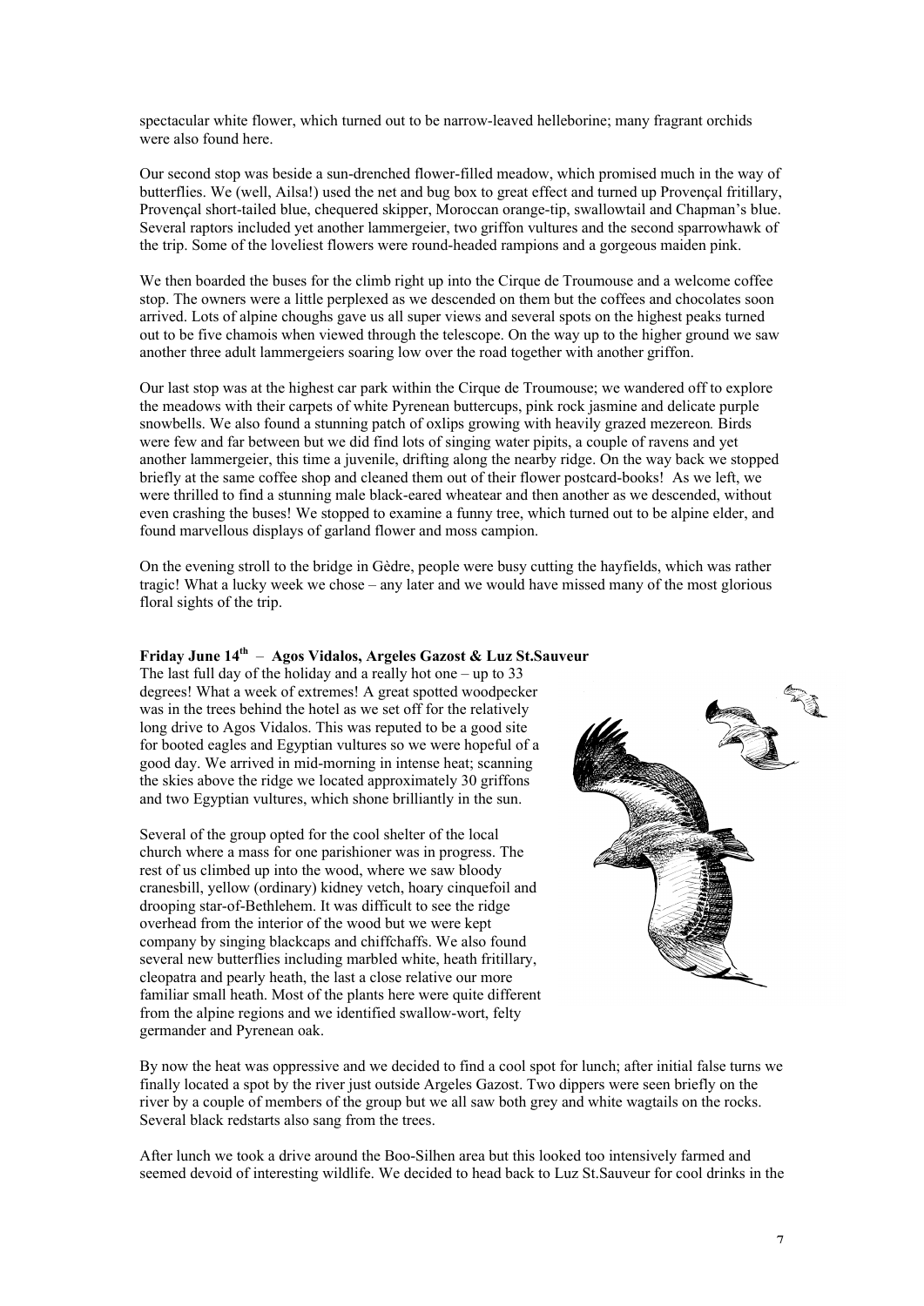spectacular white flower, which turned out to be narrow-leaved helleborine; many fragrant orchids were also found here.

Our second stop was beside a sun-drenched flower-filled meadow, which promised much in the way of butterflies. We (well, Ailsa!) used the net and bug box to great effect and turned up Provençal fritillary, Provençal short-tailed blue, chequered skipper, Moroccan orange-tip, swallowtail and Chapman's blue. Several raptors included yet another lammergeier, two griffon vultures and the second sparrowhawk of the trip. Some of the loveliest flowers were round-headed rampions and a gorgeous maiden pink.

We then boarded the buses for the climb right up into the Cirque de Troumouse and a welcome coffee stop. The owners were a little perplexed as we descended on them but the coffees and chocolates soon arrived. Lots of alpine choughs gave us all super views and several spots on the highest peaks turned out to be five chamois when viewed through the telescope. On the way up to the higher ground we saw another three adult lammergeiers soaring low over the road together with another griffon.

Our last stop was at the highest car park within the Cirque de Troumouse; we wandered off to explore the meadows with their carpets of white Pyrenean buttercups, pink rock jasmine and delicate purple snowbells. We also found a stunning patch of oxlips growing with heavily grazed mezereon. Birds were few and far between but we did find lots of singing water pipits, a couple of ravens and yet another lammergeier, this time a juvenile, drifting along the nearby ridge. On the way back we stopped briefly at the same coffee shop and cleaned them out of their flower postcard-books! As we left, we were thrilled to find a stunning male black-eared wheatear and then another as we descended, without even crashing the buses! We stopped to examine a funny tree, which turned out to be alpine elder, and found marvellous displays of garland flower and moss campion.

On the evening stroll to the bridge in Gèdre, people were busy cutting the hayfields, which was rather tragic! What a lucky week we chose – any later and we would have missed many of the most glorious floral sights of the trip.

**Friday June 14th – Agos Vidalos, Argeles Gazost & Luz St.Sauveur**

The last full day of the holiday and a really hot one – up to 33 degrees! What a week of extremes! A great spotted woodpecker was in the trees behind the hotel as we set off for the relatively long drive to Agos Vidalos. This was reputed to be a good site for booted eagles and Egyptian vultures so we were hopeful of a good day. We arrived in mid-morning in intense heat; scanning the skies above the ridge we located approximately 30 griffons and two Egyptian vultures, which shone brilliantly in the sun.

Several of the group opted for the cool shelter of the local church where a mass for one parishioner was in progress. The rest of us climbed up into the wood, where we saw bloody cranesbill, yellow (ordinary) kidney vetch, hoary cinquefoil and drooping star-of-Bethlehem. It was difficult to see the ridge overhead from the interior of the wood but we were kept company by singing blackcaps and chiffchaffs. We also found several new butterflies including marbled white, heath fritillary, cleopatra and pearly heath, the last a close relative our more familiar small heath. Most of the plants here were quite different from the alpine regions and we identified swallow-wort, felty germander and Pyrenean oak.

By now the heat was oppressive and we decided to find a cool spot for lunch; after initial false turns we finally located a spot by the river just outside Argeles Gazost. Two dippers were seen briefly on the river by a couple of members of the group but we all saw both grey and white wagtails on the rocks. Several black redstarts also sang from the trees.

After lunch we took a drive around the Boo-Silhen area but this looked too intensively farmed and seemed devoid of interesting wildlife. We decided to head back to Luz St.Sauveur for cool drinks in the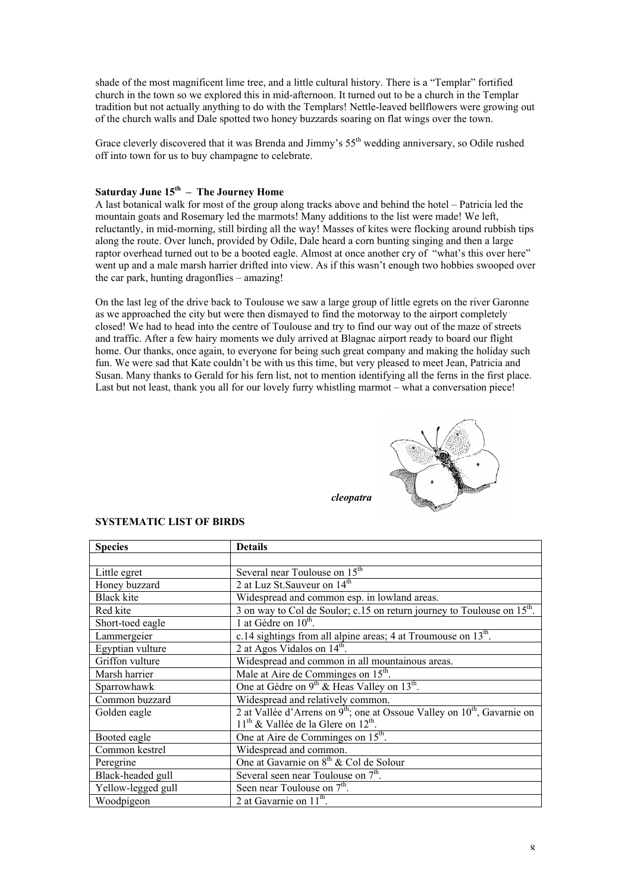shade of the most magnificent lime tree, and a little cultural history. There is a "Templar" fortified church in the town so we explored this in mid-afternoon. It turned out to be a church in the Templar tradition but not actually anything to do with the Templars! Nettle-leaved bellflowers were growing out of the church walls and Dale spotted two honey buzzards soaring on flat wings over the town.

Grace cleverly discovered that it was Brenda and Jimmy's 55th wedding anniversary, so Odile rushed off into town for us to buy champagne to celebrate.

**Saturday June 15th – The Journey Home**

A last botanical walk for most of the group along tracks above and behind the hotel – Patricia led the mountain goats and Rosemary led the marmots! Many additions to the list were made! We left, reluctantly, in mid-morning, still birding all the way! Masses of kites were flocking around rubbish tips along the route. Over lunch, provided by Odile, Dale heard a corn bunting singing and then a large raptor overhead turned out to be a booted eagle. Almost at once another cry of "what's this over here" went up and a male marsh harrier drifted into view. As if this wasn't enough two hobbies swooped over the car park, hunting dragonflies – amazing!

On the last leg of the drive back to Toulouse we saw a large group of little egrets on the river Garonne as we approached the city but were then dismayed to find the motorway to the airport completely closed! We had to head into the centre of Toulouse and try to find our way out of the maze of streets and traffic. After a few hairy moments we duly arrived at Blagnac airport ready to board our flight home. Our thanks, once again, to everyone for being such great company and making the holiday such fun. We were sad that Kate couldn't be with us this time, but very pleased to meet Jean, Patricia and Susan. Many thanks to Gerald for his fern list, not to mention identifying all the ferns in the first place. Last but not least, thank you all for our lovely furry whistling marmot – what a conversation piece!

***cleopatra***

**SYSTEMATIC LIST OF BIRDS**

| Species | Details |
|---|---|
| | |
| Little egret | Several near Toulouse on 15th |
| Honey buzzard | 2 at Luz St.Sauveur on 14th |
| Black kite | Widespread and common esp. in lowland areas. |
| Red kite | 3 on way to Col de Soulor; c.15 on return journey to Toulouse on 15th. |
| Short-toed eagle | 1 at Gèdre on 10th. |
| Lammergeier | c.14 sightings from all alpine areas; 4 at Troumouse on 13th. |
| Egyptian vulture | 2 at Agos Vidalos on 14th. |
| Griffon vulture | Widespread and common in all mountainous areas. |
| Marsh harrier | Male at Aire de Comminges on 15th. |
| Sparrowhawk | One at Gèdre on 9th & Heas Valley on 13th. |
| Common buzzard | Widespread and relatively common. |
| Golden eagle | 2 at Vallée d'Arrens on 9th; one at Ossoue Valley on 10th, Gavarnie on 11th & Vallée de la Glere on 12th. |
| Booted eagle | One at Aire de Comminges on 15th. |
| Common kestrel | Widespread and common. |
| Peregrine | One at Gavarnie on 8th & Col de Solour |
| Black-headed gull | Several seen near Toulouse on 7th. |
| Yellow-legged gull | Seen near Toulouse on 7th. |
| Woodpigeon | 2 at Gavarnie on 11th. |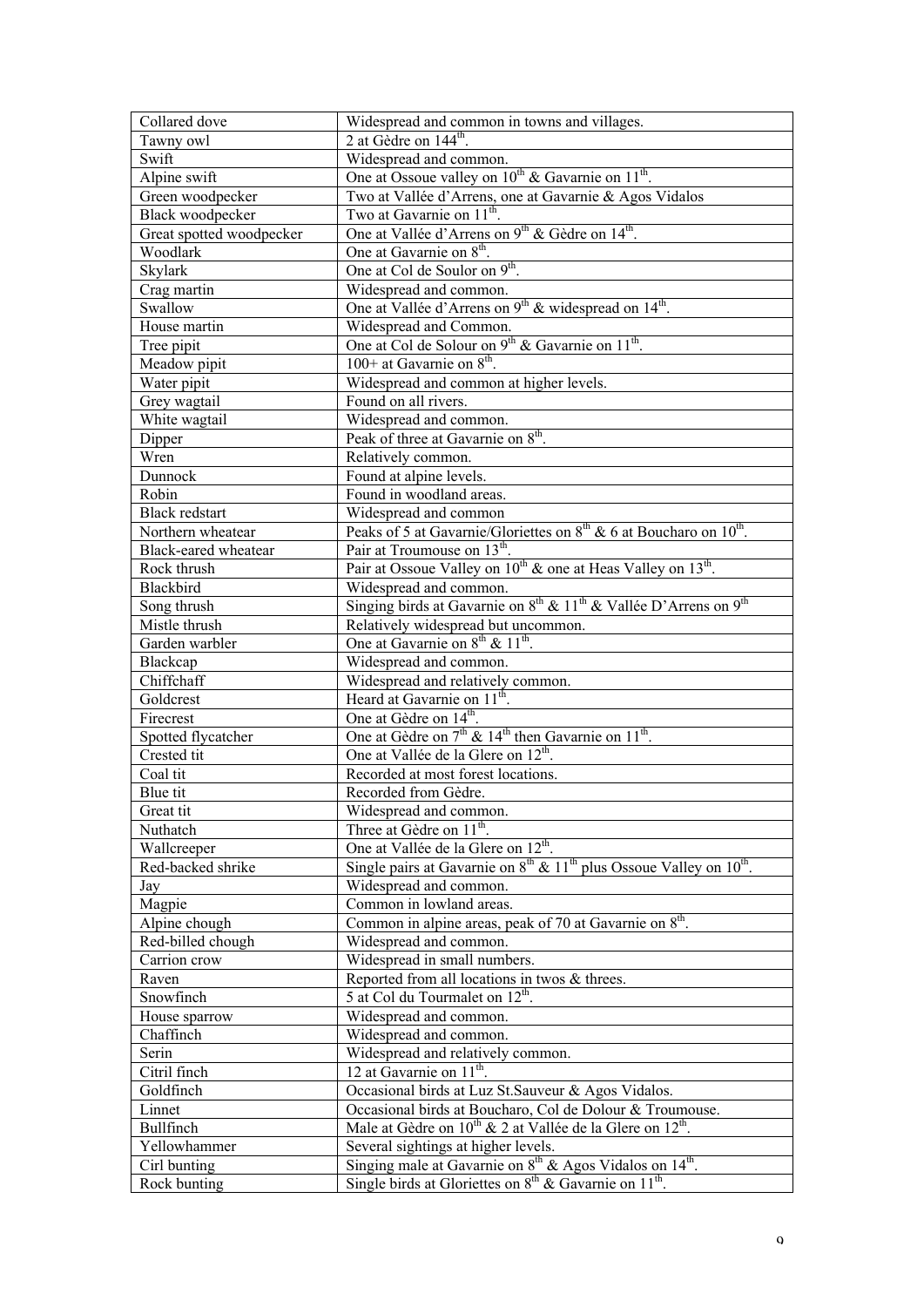| Collared dove | Widespread and common in towns and villages. |
|---|---|
| Tawny owl | 2 at Gèdre on 144th. |
| Swift | Widespread and common. |
| Alpine swift | One at Ossoue valley on 10th & Gavarnie on 11th. |
| Green woodpecker | Two at Vallée d'Arrens, one at Gavarnie & Agos Vidalos |
| Black woodpecker | Two at Gavarnie on 11th. |
| Great spotted woodpecker | One at Vallée d'Arrens on 9th & Gèdre on 14th. |
| Woodlark | One at Gavarnie on 8th. |
| Skylark | One at Col de Soulor on 9th. |
| Crag martin | Widespread and common. |
| Swallow | One at Vallée d'Arrens on 9th & widespread on 14th. |
| House martin | Widespread and Common. |
| Tree pipit | One at Col de Solour on 9th & Gavarnie on 11th. |
| Meadow pipit | 100+ at Gavarnie on 8th. |
| Water pipit | Widespread and common at higher levels. |
| Grey wagtail | Found on all rivers. |
| White wagtail | Widespread and common. |
| Dipper | Peak of three at Gavarnie on 8th. |
| Wren | Relatively common. |
| Dunnock | Found at alpine levels. |
| Robin | Found in woodland areas. |
| Black redstart | Widespread and common |
| Northern wheatear | Peaks of 5 at Gavarnie/Gloriettes on 8th & 6 at Boucharo on 10th. |
| Black-eared wheatear | Pair at Troumouse on 13th. |
| Rock thrush | Pair at Ossoue Valley on 10th & one at Heas Valley on 13th. |
| Blackbird | Widespread and common. |
| Song thrush | Singing birds at Gavarnie on 8th & 11th & Vallée D'Arrens on 9th |
| Mistle thrush | Relatively widespread but uncommon. |
| Garden warbler | One at Gavarnie on 8th & 11th. |
| Blackcap | Widespread and common. |
| Chiffchaff | Widespread and relatively common. |
| Goldcrest | Heard at Gavarnie on 11th. |
| Firecrest | One at Gèdre on 14th. |
| Spotted flycatcher | One at Gèdre on 7th & 14th then Gavarnie on 11th. |
| Crested tit | One at Vallée de la Glere on 12th. |
| Coal tit | Recorded at most forest locations. |
| Blue tit | Recorded from Gèdre. |
| Great tit | Widespread and common. |
| Nuthatch | Three at Gèdre on 11th. |
| Wallcreeper | One at Vallée de la Glere on 12th. |
| Red-backed shrike | Single pairs at Gavarnie on 8th & 11th plus Ossoue Valley on 10th. |
| Jay | Widespread and common. |
| Magpie | Common in lowland areas. |
| Alpine chough | Common in alpine areas, peak of 70 at Gavarnie on 8th. |
| Red-billed chough | Widespread and common. |
| Carrion crow | Widespread in small numbers. |
| Raven | Reported from all locations in twos & threes. |
| Snowfinch | 5 at Col du Tourmalet on 12th. |
| House sparrow | Widespread and common. |
| Chaffinch | Widespread and common. |
| Serin | Widespread and relatively common. |
| Citril finch | 12 at Gavarnie on 11th. |
| Goldfinch | Occasional birds at Luz St.Sauveur & Agos Vidalos. |
| Linnet | Occasional birds at Boucharo, Col de Dolour & Troumouse. |
| Bullfinch | Male at Gèdre on 10th & 2 at Vallée de la Glere on 12th. |
| Yellowhammer | Several sightings at higher levels. |
| Cirl bunting | Singing male at Gavarnie on 8th & Agos Vidalos on 14th. |
| Rock bunting | Single birds at Gloriettes on 8th & Gavarnie on 11th. |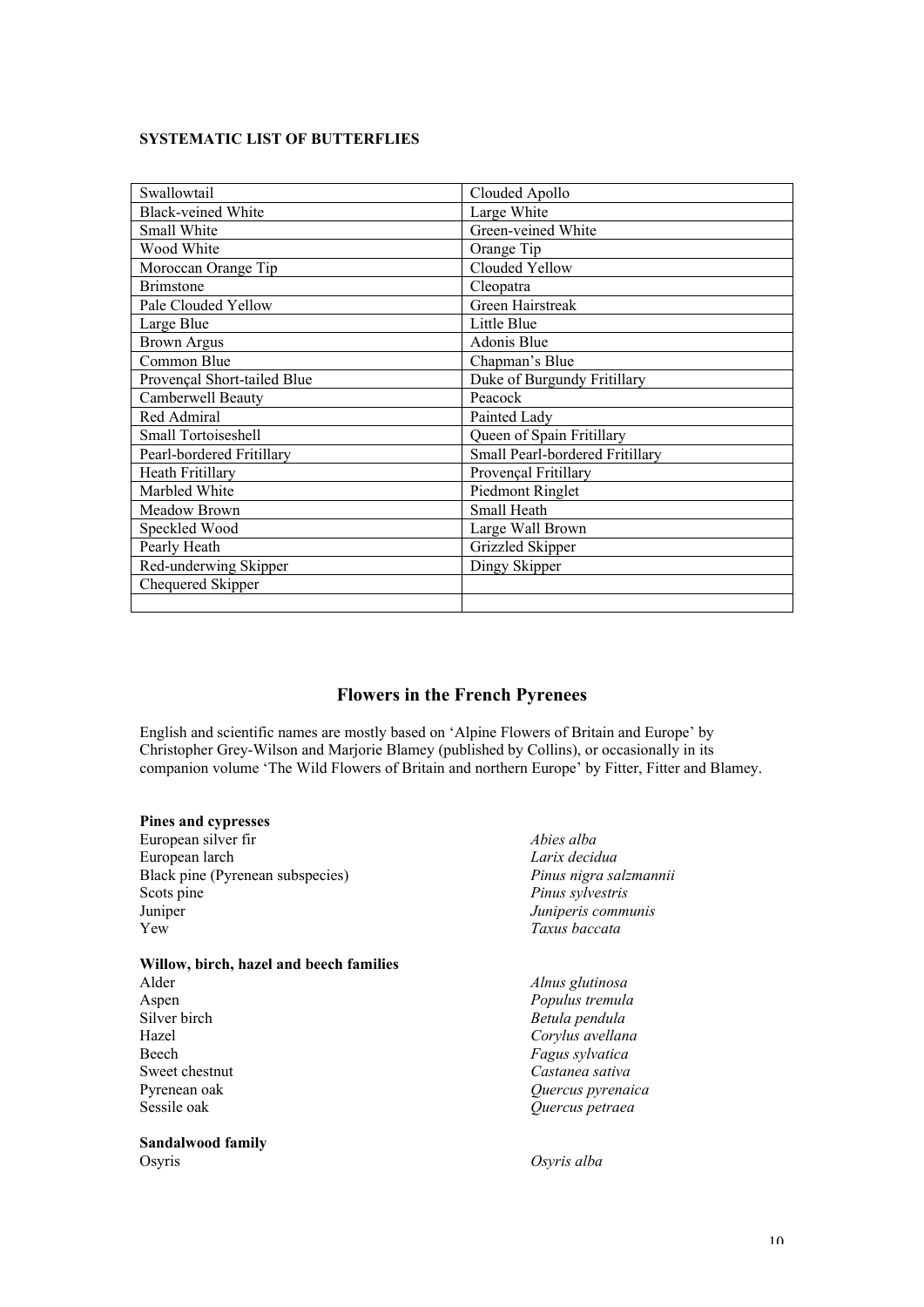**SYSTEMATIC LIST OF BUTTERFLIES**

| | |
|---|---|
| Swallowtail | Clouded Apollo |
| Black-veined White | Large White |
| Small White | Green-veined White |
| Wood White | Orange Tip |
| Moroccan Orange Tip | Clouded Yellow |
| Brimstone | Cleopatra |
| Pale Clouded Yellow | Green Hairstreak |
| Large Blue | Little Blue |
| Brown Argus | Adonis Blue |
| Common Blue | Chapman's Blue |
| Provençal Short-tailed Blue | Duke of Burgundy Fritillary |
| Camberwell Beauty | Peacock |
| Red Admiral | Painted Lady |
| Small Tortoiseshell | Queen of Spain Fritillary |
| Pearl-bordered Fritillary | Small Pearl-bordered Fritillary |
| Heath Fritillary | Provençal Fritillary |
| Marbled White | Piedmont Ringlet |
| Meadow Brown | Small Heath |
| Speckled Wood | Large Wall Brown |
| Pearly Heath | Grizzled Skipper |
| Red-underwing Skipper | Dingy Skipper |
| Chequered Skipper | |
| | |

## Flowers in the French Pyrenees

English and scientific names are mostly based on 'Alpine Flowers of Britain and Europe' by Christopher Grey-Wilson and Marjorie Blamey (published by Collins), or occasionally in its companion volume 'The Wild Flowers of Britain and northern Europe' by Fitter, Fitter and Blamey.

**Pines and cypresses**

European silver fir — *Abies alba*
European larch — *Larix decidua*
Black pine (Pyrenean subspecies) — *Pinus nigra salzmannii*
Scots pine — *Pinus sylvestris*
Juniper — *Juniperis communis*
Yew — *Taxus baccata*

**Willow, birch, hazel and beech families**

Alder — *Alnus glutinosa*
Aspen — *Populus tremula*
Silver birch — *Betula pendula*
Hazel — *Corylus avellana*
Beech — *Fagus sylvatica*
Sweet chestnut — *Castanea sativa*
Pyrenean oak — *Quercus pyrenaica*
Sessile oak — *Quercus petraea*

**Sandalwood family**

Osyris — *Osyris alba*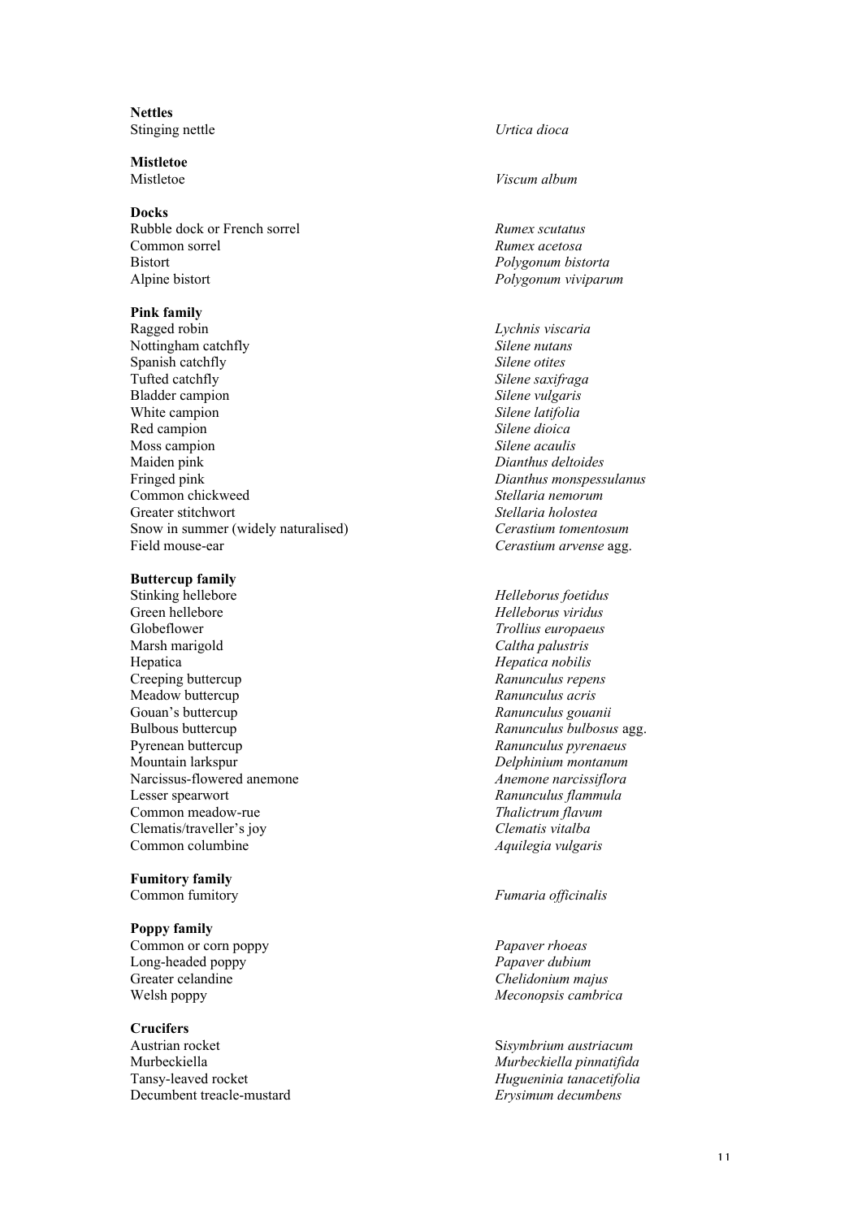**Nettles**

| | |
|---|---|
| Stinging nettle | *Urtica dioca* |

**Mistletoe**

| | |
|---|---|
| Mistletoe | *Viscum album* |

**Docks**

| | |
|---|---|
| Rubble dock or French sorrel | *Rumex scutatus* |
| Common sorrel | *Rumex acetosa* |
| Bistort | *Polygonum bistorta* |
| Alpine bistort | *Polygonum viviparum* |

**Pink family**

| | |
|---|---|
| Ragged robin | *Lychnis viscaria* |
| Nottingham catchfly | *Silene nutans* |
| Spanish catchfly | *Silene otites* |
| Tufted catchfly | *Silene saxifraga* |
| Bladder campion | *Silene vulgaris* |
| White campion | *Silene latifolia* |
| Red campion | *Silene dioica* |
| Moss campion | *Silene acaulis* |
| Maiden pink | *Dianthus deltoides* |
| Fringed pink | *Dianthus monspessulanus* |
| Common chickweed | *Stellaria nemorum* |
| Greater stitchwort | *Stellaria holostea* |
| Snow in summer (widely naturalised) | *Cerastium tomentosum* |
| Field mouse-ear | *Cerastium arvense* agg. |

**Buttercup family**

| | |
|---|---|
| Stinking hellebore | *Helleborus foetidus* |
| Green hellebore | *Helleborus viridus* |
| Globeflower | *Trollius europaeus* |
| Marsh marigold | *Caltha palustris* |
| Hepatica | *Hepatica nobilis* |
| Creeping buttercup | *Ranunculus repens* |
| Meadow buttercup | *Ranunculus acris* |
| Gouan's buttercup | *Ranunculus gouanii* |
| Bulbous buttercup | *Ranunculus bulbosus* agg. |
| Pyrenean buttercup | *Ranunculus pyrenaeus* |
| Mountain larkspur | *Delphinium montanum* |
| Narcissus-flowered anemone | *Anemone narcissiflora* |
| Lesser spearwort | *Ranunculus flammula* |
| Common meadow-rue | *Thalictrum flavum* |
| Clematis/traveller's joy | *Clematis vitalba* |
| Common columbine | *Aquilegia vulgaris* |

**Fumitory family**

| | |
|---|---|
| Common fumitory | *Fumaria officinalis* |

**Poppy family**

| | |
|---|---|
| Common or corn poppy | *Papaver rhoeas* |
| Long-headed poppy | *Papaver dubium* |
| Greater celandine | *Chelidonium majus* |
| Welsh poppy | *Meconopsis cambrica* |

**Crucifers**

| | |
|---|---|
| Austrian rocket | S*isymbrium austriacum* |
| Murbeckiella | *Murbeckiella pinnatifida* |
| Tansy-leaved rocket | *Hugueninia tanacetifolia* |
| Decumbent treacle-mustard | *Erysimum decumbens* |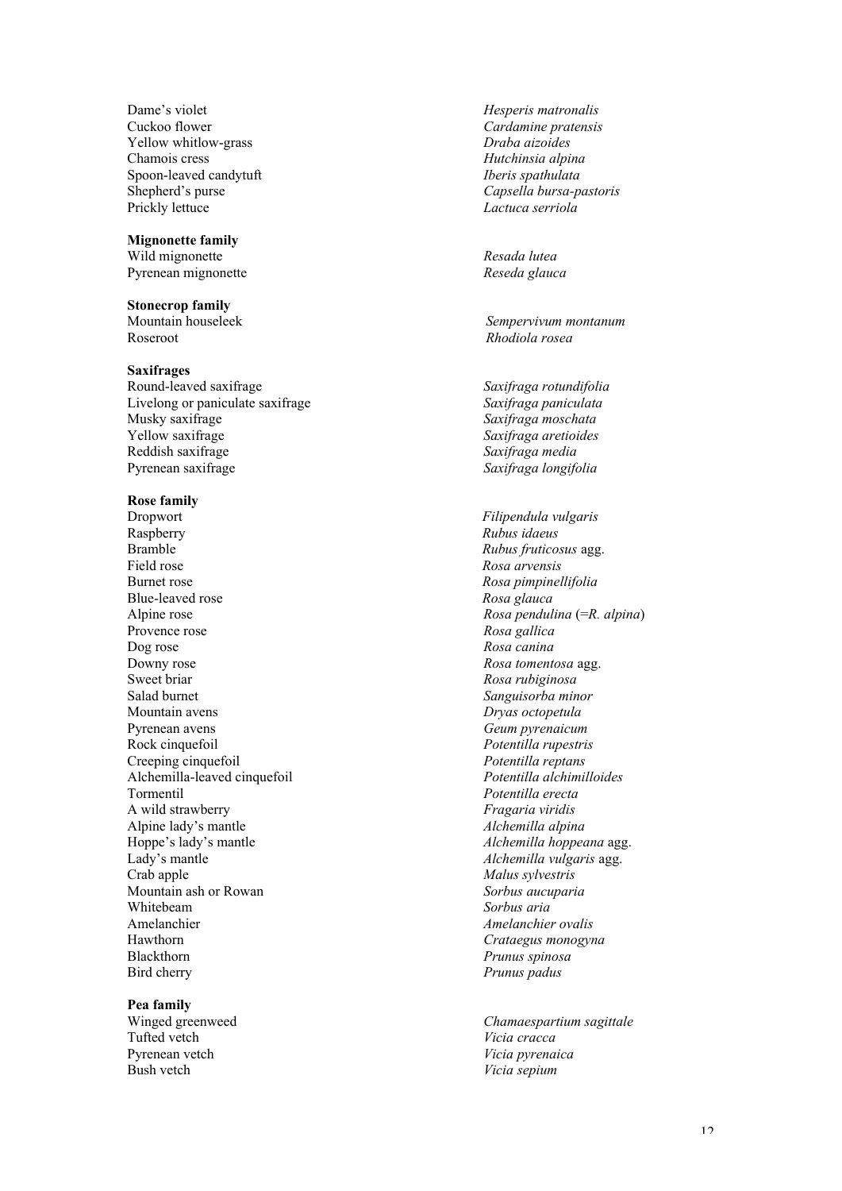Dame's violet — *Hesperis matronalis*
Cuckoo flower — *Cardamine pratensis*
Yellow whitlow-grass — *Draba aizoides*
Chamois cress — *Hutchinsia alpina*
Spoon-leaved candytuft — *Iberis spathulata*
Shepherd's purse — *Capsella bursa-pastoris*
Prickly lettuce — *Lactuca serriola*

**Mignonette family**

Wild mignonette — *Resada lutea*
Pyrenean mignonette — *Reseda glauca*

**Stonecrop family**

Mountain houseleek — *Sempervivum montanum*
Roseroot — *Rhodiola rosea*

**Saxifrages**

Round-leaved saxifrage — *Saxifraga rotundifolia*
Livelong or paniculate saxifrage — *Saxifraga paniculata*
Musky saxifrage — *Saxifraga moschata*
Yellow saxifrage — *Saxifraga aretioides*
Reddish saxifrage — *Saxifraga media*
Pyrenean saxifrage — *Saxifraga longifolia*

**Rose family**

Dropwort — *Filipendula vulgaris*
Raspberry — *Rubus idaeus*
Bramble — *Rubus fruticosus* agg.
Field rose — *Rosa arvensis*
Burnet rose — *Rosa pimpinellifolia*
Blue-leaved rose — *Rosa glauca*
Alpine rose — *Rosa pendulina* (=*R. alpina*)
Provence rose — *Rosa gallica*
Dog rose — *Rosa canina*
Downy rose — *Rosa tomentosa* agg.
Sweet briar — *Rosa rubiginosa*
Salad burnet — *Sanguisorba minor*
Mountain avens — *Dryas octopetula*
Pyrenean avens — *Geum pyrenaicum*
Rock cinquefoil — *Potentilla rupestris*
Creeping cinquefoil — *Potentilla reptans*
Alchemilla-leaved cinquefoil — *Potentilla alchimilloides*
Tormentil — *Potentilla erecta*
A wild strawberry — *Fragaria viridis*
Alpine lady's mantle — *Alchemilla alpina*
Hoppe's lady's mantle — *Alchemilla hoppeana* agg.
Lady's mantle — *Alchemilla vulgaris* agg.
Crab apple — *Malus sylvestris*
Mountain ash or Rowan — *Sorbus aucuparia*
Whitebeam — *Sorbus aria*
Amelanchier — *Amelanchier ovalis*
Hawthorn — *Crataegus monogyna*
Blackthorn — *Prunus spinosa*
Bird cherry — *Prunus padus*

**Pea family**

Winged greenweed — *Chamaespartium sagittale*
Tufted vetch — *Vicia cracca*
Pyrenean vetch — *Vicia pyrenaica*
Bush vetch — *Vicia sepium*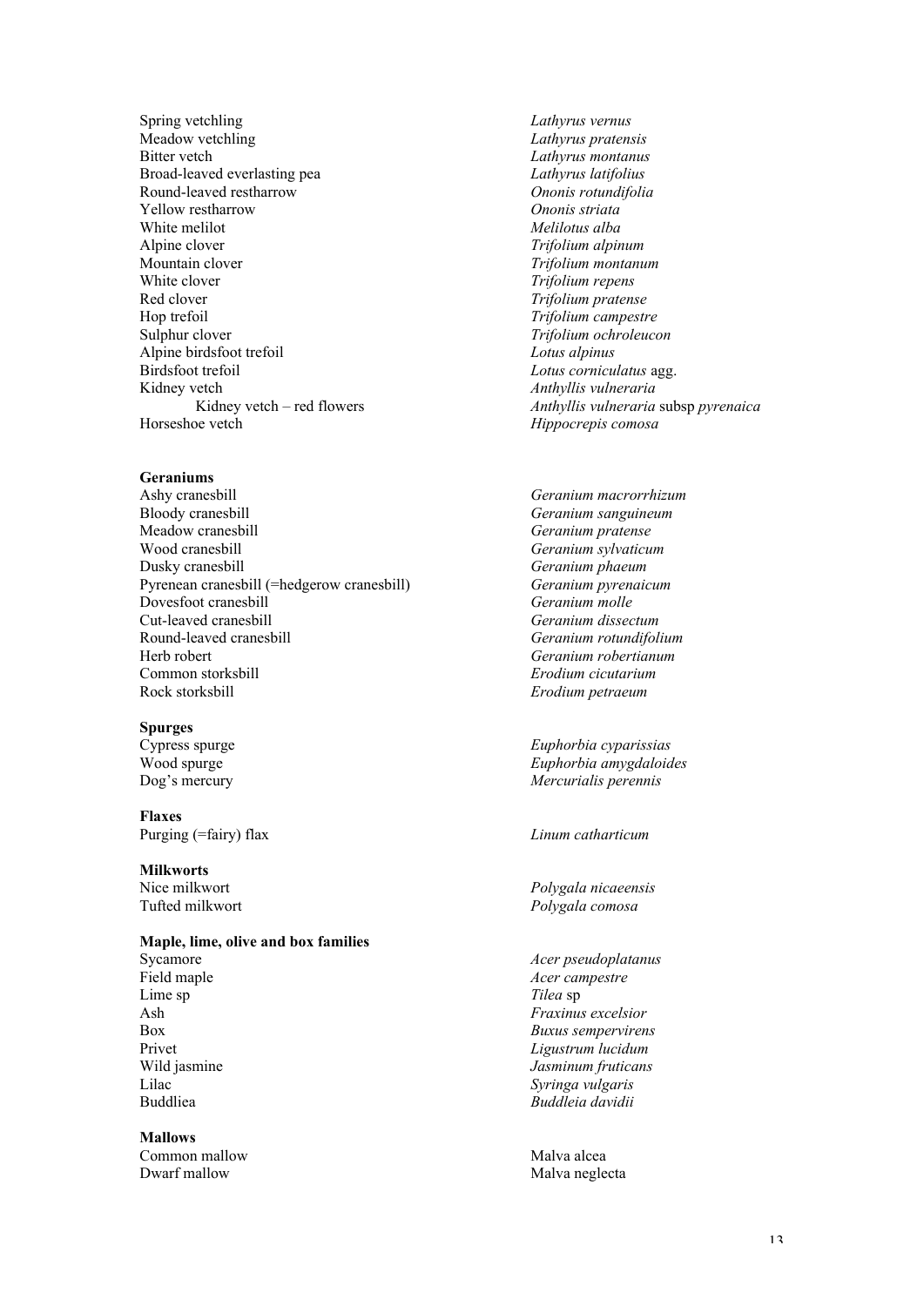Spring vetchling *Lathyrus vernus*
Meadow vetchling *Lathyrus pratensis*
Bitter vetch *Lathyrus montanus*
Broad-leaved everlasting pea *Lathyrus latifolius*
Round-leaved restharrow *Ononis rotundifolia*
Yellow restharrow *Ononis striata*
White melilot *Melilotus alba*
Alpine clover *Trifolium alpinum*
Mountain clover *Trifolium montanum*
White clover *Trifolium repens*
Red clover *Trifolium pratense*
Hop trefoil *Trifolium campestre*
Sulphur clover *Trifolium ochroleucon*
Alpine birdsfoot trefoil *Lotus alpinus*
Birdsfoot trefoil *Lotus corniculatus* agg.
Kidney vetch *Anthyllis vulneraria*
    Kidney vetch – red flowers *Anthyllis vulneraria* subsp *pyrenaica*
Horseshoe vetch *Hippocrepis comosa*

**Geraniums**

Ashy cranesbill *Geranium macrorrhizum*
Bloody cranesbill *Geranium sanguineum*
Meadow cranesbill *Geranium pratense*
Wood cranesbill *Geranium sylvaticum*
Dusky cranesbill *Geranium phaeum*
Pyrenean cranesbill (=hedgerow cranesbill) *Geranium pyrenaicum*
Dovesfoot cranesbill *Geranium molle*
Cut-leaved cranesbill *Geranium dissectum*
Round-leaved cranesbill *Geranium rotundifolium*
Herb robert *Geranium robertianum*
Common storksbill *Erodium cicutarium*
Rock storksbill *Erodium petraeum*

**Spurges**

Cypress spurge *Euphorbia cyparissias*
Wood spurge *Euphorbia amygdaloides*
Dog's mercury *Mercurialis perennis*

**Flaxes**

Purging (=fairy) flax *Linum catharticum*

**Milkworts**

Nice milkwort *Polygala nicaeensis*
Tufted milkwort *Polygala comosa*

**Maple, lime, olive and box families**

Sycamore *Acer pseudoplatanus*
Field maple *Acer campestre*
Lime sp *Tilea* sp
Ash *Fraxinus excelsior*
Box *Buxus sempervirens*
Privet *Ligustrum lucidum*
Wild jasmine *Jasminum fruticans*
Lilac *Syringa vulgaris*
Buddliea *Buddleia davidii*

**Mallows**

Common mallow Malva alcea
Dwarf mallow Malva neglecta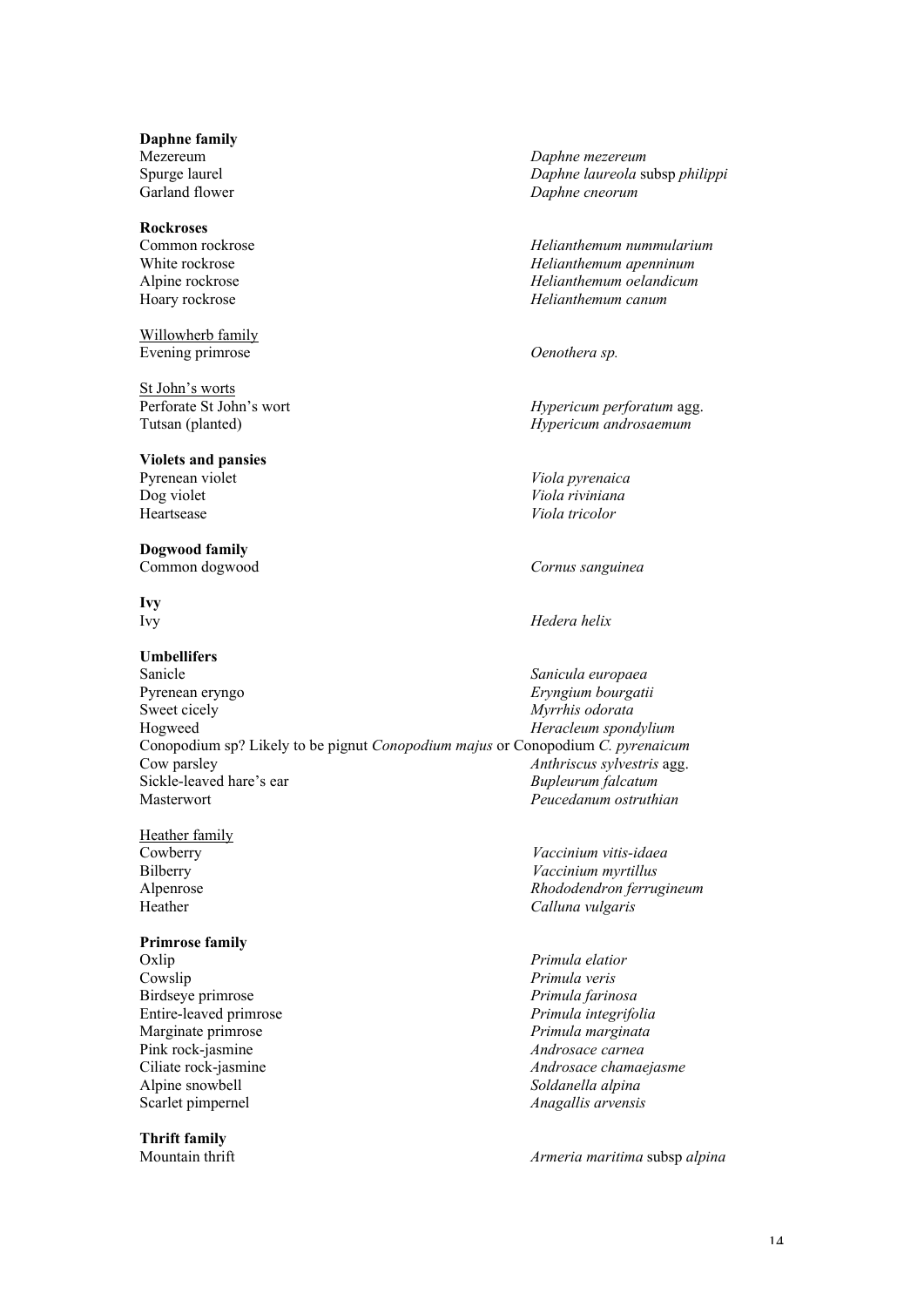**Daphne family**

| | |
|---|---|
| Mezereum | *Daphne mezereum* |
| Spurge laurel | *Daphne laureola* subsp *philippi* |
| Garland flower | *Daphne cneorum* |

**Rockroses**

| | |
|---|---|
| Common rockrose | *Helianthemum nummularium* |
| White rockrose | *Helianthemum apenninum* |
| Alpine rockrose | *Helianthemum oelandicum* |
| Hoary rockrose | *Helianthemum canum* |

Willowherb family

| | |
|---|---|
| Evening primrose | *Oenothera sp.* |

St John's worts

| | |
|---|---|
| Perforate St John's wort | *Hypericum perforatum* agg. |
| Tutsan (planted) | *Hypericum androsaemum* |

**Violets and pansies**

| | |
|---|---|
| Pyrenean violet | *Viola pyrenaica* |
| Dog violet | *Viola riviniana* |
| Heartsease | *Viola tricolor* |

**Dogwood family**

| | |
|---|---|
| Common dogwood | *Cornus sanguinea* |

**Ivy**

| | |
|---|---|
| Ivy | *Hedera helix* |

**Umbellifers**

| | |
|---|---|
| Sanicle | *Sanicula europaea* |
| Pyrenean eryngo | *Eryngium bourgatii* |
| Sweet cicely | *Myrrhis odorata* |
| Hogweed | *Heracleum spondylium* |

Conopodium sp? Likely to be pignut *Conopodium majus* or Conopodium *C. pyrenaicum*

| | |
|---|---|
| Cow parsley | *Anthriscus sylvestris* agg. |
| Sickle-leaved hare's ear | *Bupleurum falcatum* |
| Masterwort | *Peucedanum ostruthian* |

Heather family

| | |
|---|---|
| Cowberry | *Vaccinium vitis-idaea* |
| Bilberry | *Vaccinium myrtillus* |
| Alpenrose | *Rhododendron ferrugineum* |
| Heather | *Calluna vulgaris* |

**Primrose family**

| | |
|---|---|
| Oxlip | *Primula elatior* |
| Cowslip | *Primula veris* |
| Birdseye primrose | *Primula farinosa* |
| Entire-leaved primrose | *Primula integrifolia* |
| Marginate primrose | *Primula marginata* |
| Pink rock-jasmine | *Androsace carnea* |
| Ciliate rock-jasmine | *Androsace chamaejasme* |
| Alpine snowbell | *Soldanella alpina* |
| Scarlet pimpernel | *Anagallis arvensis* |

**Thrift family**

| | |
|---|---|
| Mountain thrift | *Armeria maritima* subsp *alpina* |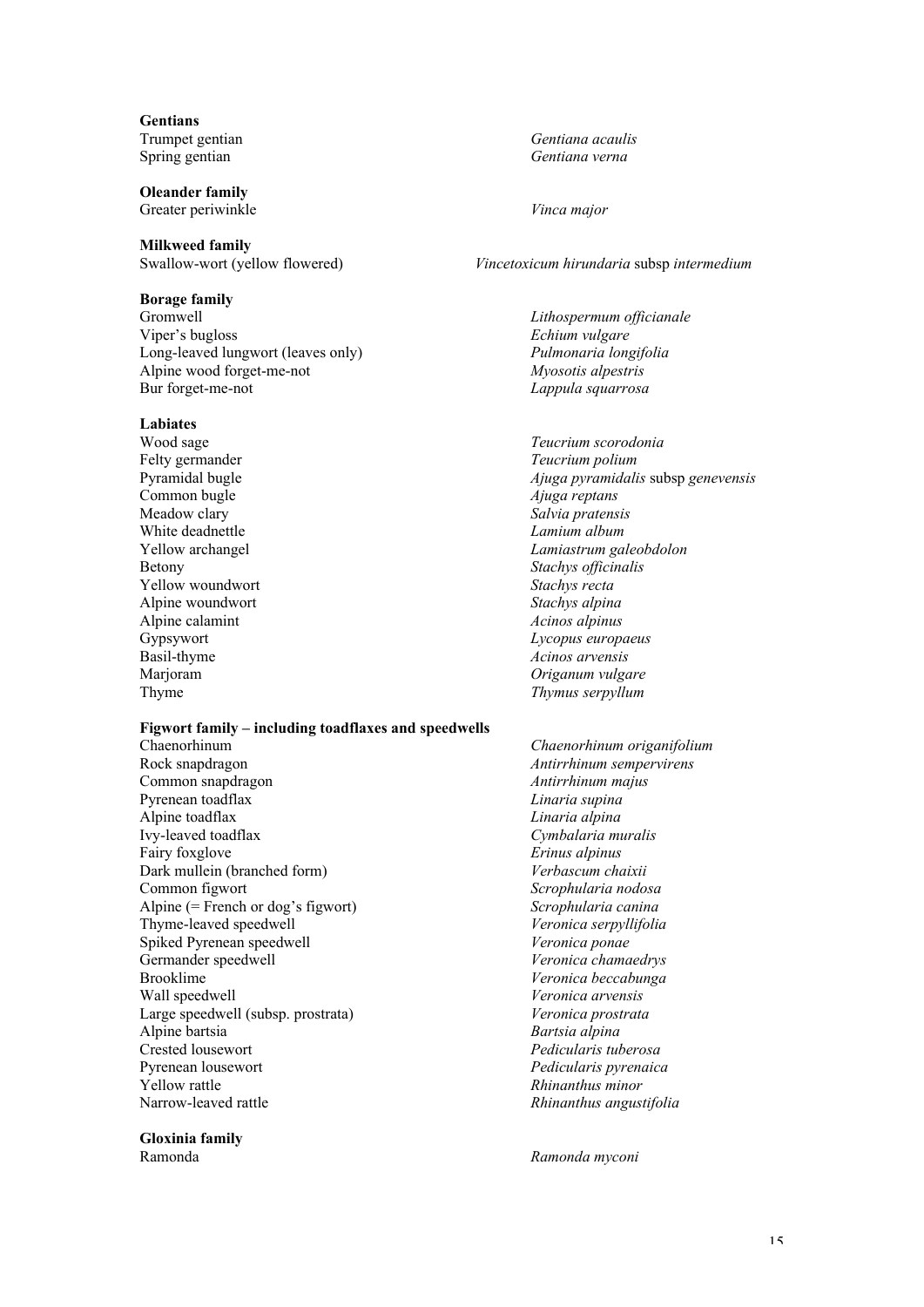**Gentians**

| | |
|---|---|
| Trumpet gentian | *Gentiana acaulis* |
| Spring gentian | *Gentiana verna* |

**Oleander family**

| | |
|---|---|
| Greater periwinkle | *Vinca major* |

**Milkweed family**

| | |
|---|---|
| Swallow-wort (yellow flowered) | *Vincetoxicum hirundaria* subsp *intermedium* |

**Borage family**

| | |
|---|---|
| Gromwell | *Lithospermum officianale* |
| Viper's bugloss | *Echium vulgare* |
| Long-leaved lungwort (leaves only) | *Pulmonaria longifolia* |
| Alpine wood forget-me-not | *Myosotis alpestris* |
| Bur forget-me-not | *Lappula squarrosa* |

**Labiates**

| | |
|---|---|
| Wood sage | *Teucrium scorodonia* |
| Felty germander | *Teucrium polium* |
| Pyramidal bugle | *Ajuga pyramidalis* subsp *genevensis* |
| Common bugle | *Ajuga reptans* |
| Meadow clary | *Salvia pratensis* |
| White deadnettle | *Lamium album* |
| Yellow archangel | *Lamiastrum galeobdolon* |
| Betony | *Stachys officinalis* |
| Yellow woundwort | *Stachys recta* |
| Alpine woundwort | *Stachys alpina* |
| Alpine calamint | *Acinos alpinus* |
| Gypsywort | *Lycopus europaeus* |
| Basil-thyme | *Acinos arvensis* |
| Marjoram | *Origanum vulgare* |
| Thyme | *Thymus serpyllum* |

**Figwort family – including toadflaxes and speedwells**

| | |
|---|---|
| Chaenorhinum | *Chaenorhinum origanifolium* |
| Rock snapdragon | *Antirrhinum sempervirens* |
| Common snapdragon | *Antirrhinum majus* |
| Pyrenean toadflax | *Linaria supina* |
| Alpine toadflax | *Linaria alpina* |
| Ivy-leaved toadflax | *Cymbalaria muralis* |
| Fairy foxglove | *Erinus alpinus* |
| Dark mullein (branched form) | *Verbascum chaixii* |
| Common figwort | *Scrophularia nodosa* |
| Alpine (= French or dog's figwort) | *Scrophularia canina* |
| Thyme-leaved speedwell | *Veronica serpyllifolia* |
| Spiked Pyrenean speedwell | *Veronica ponae* |
| Germander speedwell | *Veronica chamaedrys* |
| Brooklime | *Veronica beccabunga* |
| Wall speedwell | *Veronica arvensis* |
| Large speedwell (subsp. prostrata) | *Veronica prostrata* |
| Alpine bartsia | *Bartsia alpina* |
| Crested lousewort | *Pedicularis tuberosa* |
| Pyrenean lousewort | *Pedicularis pyrenaica* |
| Yellow rattle | *Rhinanthus minor* |
| Narrow-leaved rattle | *Rhinanthus angustifolia* |

**Gloxinia family**

| | |
|---|---|
| Ramonda | *Ramonda myconi* |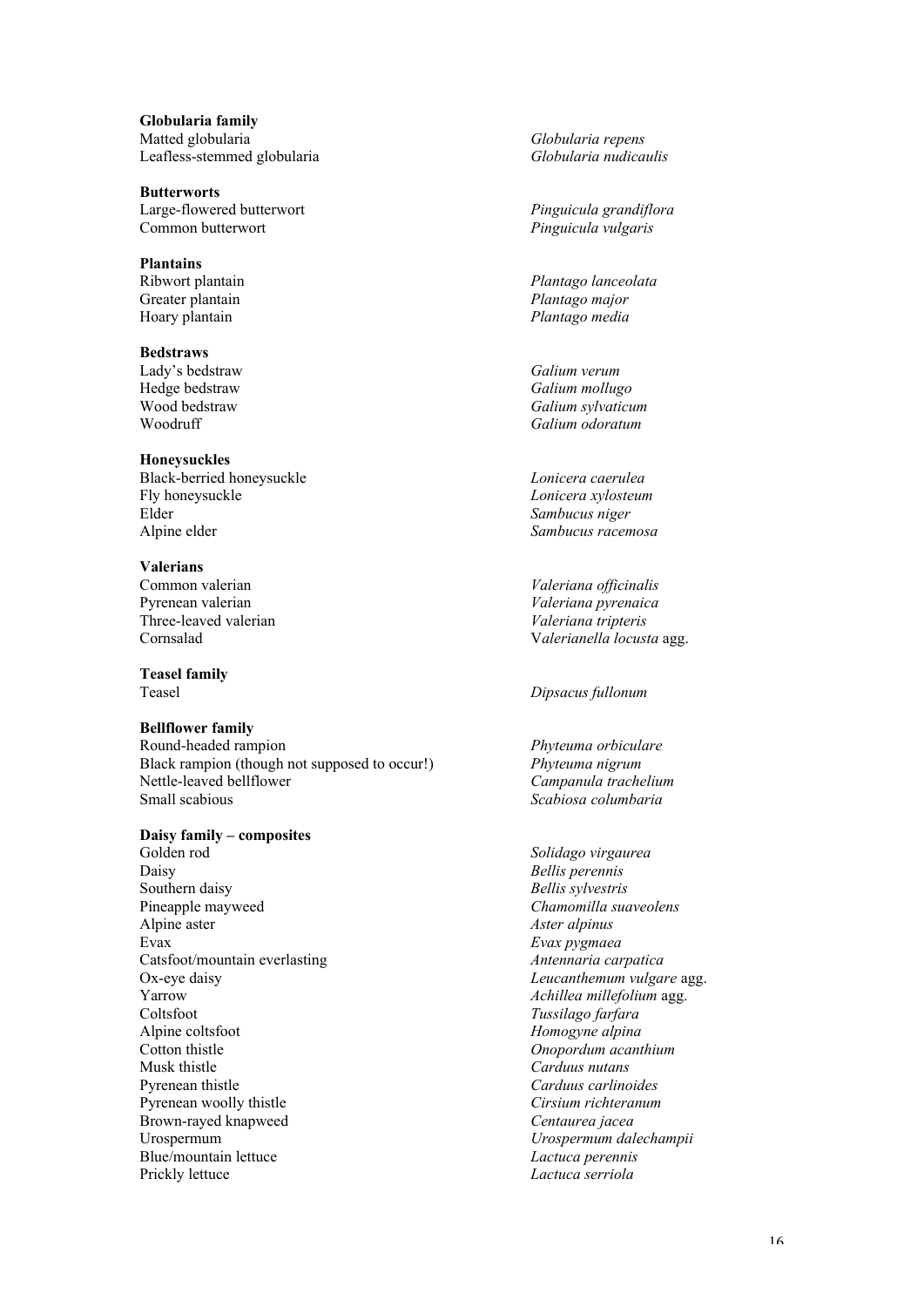**Globularia family**

| | |
|---|---|
| Matted globularia | *Globularia repens* |
| Leafless-stemmed globularia | *Globularia nudicaulis* |

**Butterworts**

| | |
|---|---|
| Large-flowered butterwort | *Pinguicula grandiflora* |
| Common butterwort | *Pinguicula vulgaris* |

**Plantains**

| | |
|---|---|
| Ribwort plantain | *Plantago lanceolata* |
| Greater plantain | *Plantago major* |
| Hoary plantain | *Plantago media* |

**Bedstraws**

| | |
|---|---|
| Lady's bedstraw | *Galium verum* |
| Hedge bedstraw | *Galium mollugo* |
| Wood bedstraw | *Galium sylvaticum* |
| Woodruff | *Galium odoratum* |

**Honeysuckles**

| | |
|---|---|
| Black-berried honeysuckle | *Lonicera caerulea* |
| Fly honeysuckle | *Lonicera xylosteum* |
| Elder | *Sambucus niger* |
| Alpine elder | *Sambucus racemosa* |

**Valerians**

| | |
|---|---|
| Common valerian | *Valeriana officinalis* |
| Pyrenean valerian | *Valeriana pyrenaica* |
| Three-leaved valerian | *Valeriana tripteris* |
| Cornsalad | V*alerianella locusta* agg. |

**Teasel family**

| | |
|---|---|
| Teasel | *Dipsacus fullonum* |

**Bellflower family**

| | |
|---|---|
| Round-headed rampion | *Phyteuma orbiculare* |
| Black rampion (though not supposed to occur!) | *Phyteuma nigrum* |
| Nettle-leaved bellflower | *Campanula trachelium* |
| Small scabious | *Scabiosa columbaria* |

**Daisy family – composites**

| | |
|---|---|
| Golden rod | *Solidago virgaurea* |
| Daisy | *Bellis perennis* |
| Southern daisy | *Bellis sylvestris* |
| Pineapple mayweed | *Chamomilla suaveolens* |
| Alpine aster | *Aster alpinus* |
| Evax | *Evax pygmaea* |
| Catsfoot/mountain everlasting | *Antennaria carpatica* |
| Ox-eye daisy | *Leucanthemum vulgare* agg. |
| Yarrow | *Achillea millefolium* agg. |
| Coltsfoot | *Tussilago farfara* |
| Alpine coltsfoot | *Homogyne alpina* |
| Cotton thistle | *Onopordum acanthium* |
| Musk thistle | *Carduus nutans* |
| Pyrenean thistle | *Carduus carlinoides* |
| Pyrenean woolly thistle | *Cirsium richteranum* |
| Brown-rayed knapweed | *Centaurea jacea* |
| Urospermum | *Urospermum dalechampii* |
| Blue/mountain lettuce | *Lactuca perennis* |
| Prickly lettuce | *Lactuca serriola* |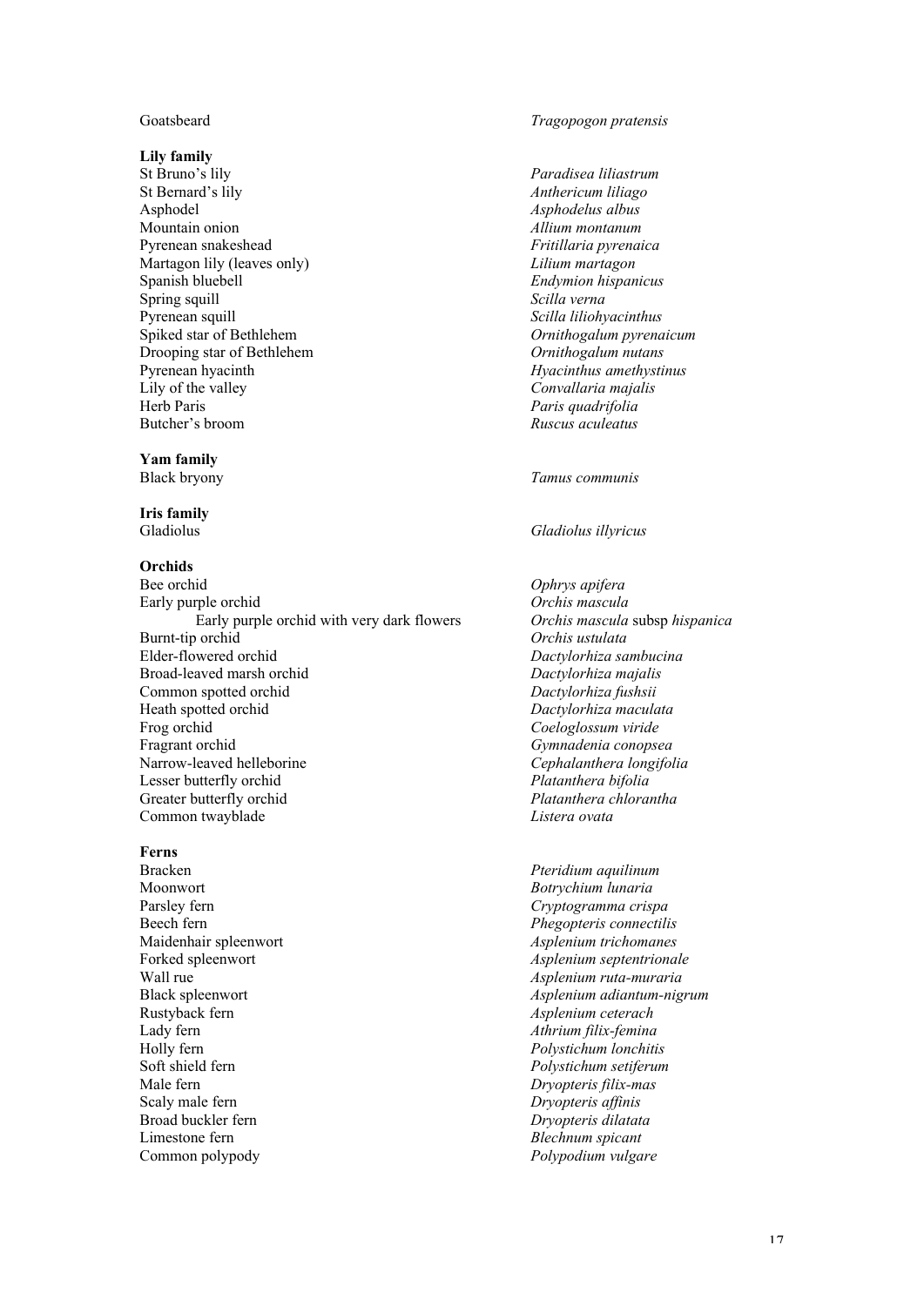Goatsbeard *Tragopogon pratensis*

**Lily family**

| | |
|---|---|
| St Bruno's lily | *Paradisea liliastrum* |
| St Bernard's lily | *Anthericum liliago* |
| Asphodel | *Asphodelus albus* |
| Mountain onion | *Allium montanum* |
| Pyrenean snakeshead | *Fritillaria pyrenaica* |
| Martagon lily (leaves only) | *Lilium martagon* |
| Spanish bluebell | *Endymion hispanicus* |
| Spring squill | *Scilla verna* |
| Pyrenean squill | *Scilla liliohyacinthus* |
| Spiked star of Bethlehem | *Ornithogalum pyrenaicum* |
| Drooping star of Bethlehem | *Ornithogalum nutans* |
| Pyrenean hyacinth | *Hyacinthus amethystinus* |
| Lily of the valley | *Convallaria majalis* |
| Herb Paris | *Paris quadrifolia* |
| Butcher's broom | *Ruscus aculeatus* |

**Yam family**

| | |
|---|---|
| Black bryony | *Tamus communis* |

**Iris family**

| | |
|---|---|
| Gladiolus | *Gladiolus illyricus* |

**Orchids**

| | |
|---|---|
| Bee orchid | *Ophrys apifera* |
| Early purple orchid | *Orchis mascula* |
| Early purple orchid with very dark flowers | *Orchis mascula* subsp *hispanica* |
| Burnt-tip orchid | *Orchis ustulata* |
| Elder-flowered orchid | *Dactylorhiza sambucina* |
| Broad-leaved marsh orchid | *Dactylorhiza majalis* |
| Common spotted orchid | *Dactylorhiza fushsii* |
| Heath spotted orchid | *Dactylorhiza maculata* |
| Frog orchid | *Coeloglossum viride* |
| Fragrant orchid | *Gymnadenia conopsea* |
| Narrow-leaved helleborine | *Cephalanthera longifolia* |
| Lesser butterfly orchid | *Platanthera bifolia* |
| Greater butterfly orchid | *Platanthera chlorantha* |
| Common twayblade | *Listera ovata* |

**Ferns**

| | |
|---|---|
| Bracken | *Pteridium aquilinum* |
| Moonwort | *Botrychium lunaria* |
| Parsley fern | *Cryptogramma crispa* |
| Beech fern | *Phegopteris connectilis* |
| Maidenhair spleenwort | *Asplenium trichomanes* |
| Forked spleenwort | *Asplenium septentrionale* |
| Wall rue | *Asplenium ruta-muraria* |
| Black spleenwort | *Asplenium adiantum-nigrum* |
| Rustyback fern | *Asplenium ceterach* |
| Lady fern | *Athrium filix-femina* |
| Holly fern | *Polystichum lonchitis* |
| Soft shield fern | *Polystichum setiferum* |
| Male fern | *Dryopteris filix-mas* |
| Scaly male fern | *Dryopteris affinis* |
| Broad buckler fern | *Dryopteris dilatata* |
| Limestone fern | *Blechnum spicant* |
| Common polypody | *Polypodium vulgare* |